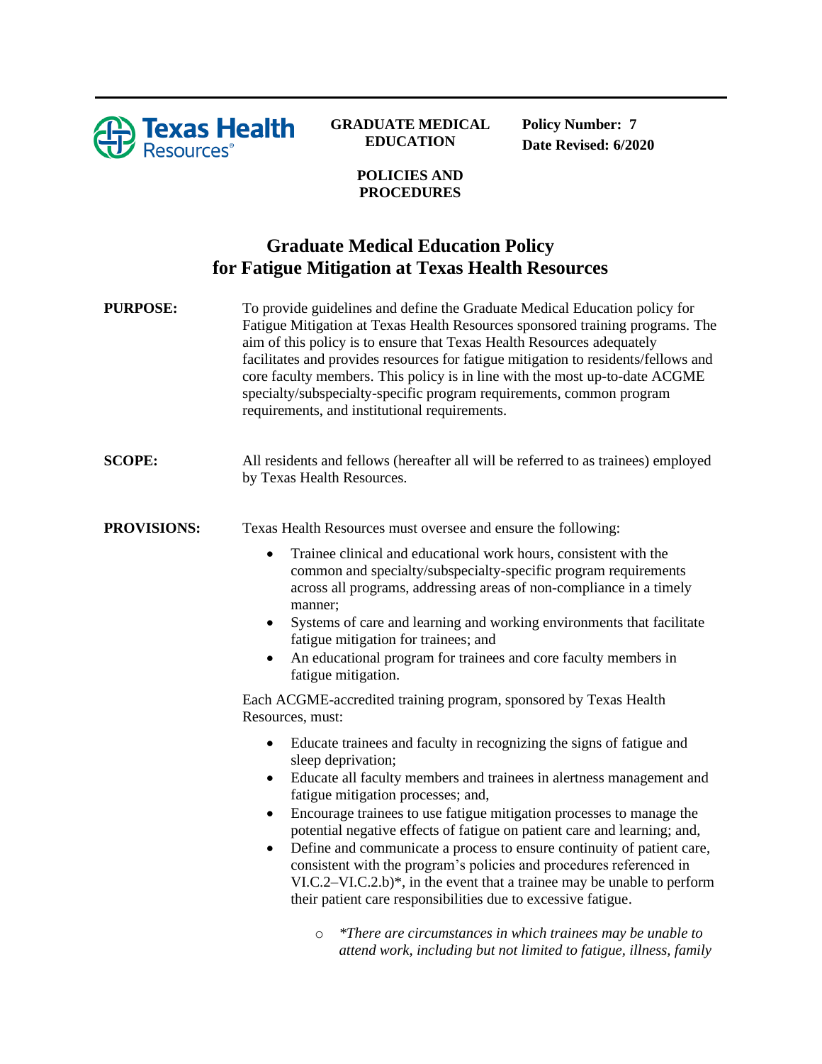**GRADUATE MEDICAL EDUCATION**

**POLICIES AND PROCEDURES**

**Policy Number: 7**
**Date Revised: 6/2020**

# Graduate Medical Education Policy for Fatigue Mitigation at Texas Health Resources

**PURPOSE:** To provide guidelines and define the Graduate Medical Education policy for Fatigue Mitigation at Texas Health Resources sponsored training programs. The aim of this policy is to ensure that Texas Health Resources adequately facilitates and provides resources for fatigue mitigation to residents/fellows and core faculty members. This policy is in line with the most up-to-date ACGME specialty/subspecialty-specific program requirements, common program requirements, and institutional requirements.

**SCOPE:** All residents and fellows (hereafter all will be referred to as trainees) employed by Texas Health Resources.

**PROVISIONS:** Texas Health Resources must oversee and ensure the following:

- Trainee clinical and educational work hours, consistent with the common and specialty/subspecialty-specific program requirements across all programs, addressing areas of non-compliance in a timely manner;
- Systems of care and learning and working environments that facilitate fatigue mitigation for trainees; and
- An educational program for trainees and core faculty members in fatigue mitigation.

Each ACGME-accredited training program, sponsored by Texas Health Resources, must:

- Educate trainees and faculty in recognizing the signs of fatigue and sleep deprivation;
- Educate all faculty members and trainees in alertness management and fatigue mitigation processes; and,
- Encourage trainees to use fatigue mitigation processes to manage the potential negative effects of fatigue on patient care and learning; and,
- Define and communicate a process to ensure continuity of patient care, consistent with the program's policies and procedures referenced in VI.C.2–VI.C.2.b)*, in the event that a trainee may be unable to perform their patient care responsibilities due to excessive fatigue.
  - *\*There are circumstances in which trainees may be unable to attend work, including but not limited to fatigue, illness, family*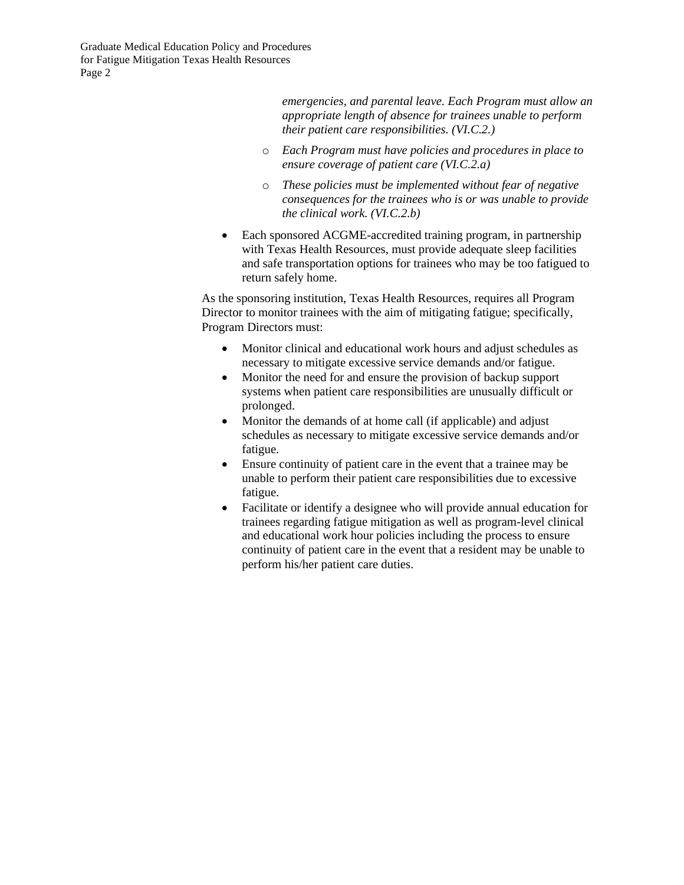*emergencies, and parental leave. Each Program must allow an appropriate length of absence for trainees unable to perform their patient care responsibilities. (VI.C.2.)*

  - *Each Program must have policies and procedures in place to ensure coverage of patient care (VI.C.2.a)*
  - *These policies must be implemented without fear of negative consequences for the trainees who is or was unable to provide the clinical work. (VI.C.2.b)*

- Each sponsored ACGME-accredited training program, in partnership with Texas Health Resources, must provide adequate sleep facilities and safe transportation options for trainees who may be too fatigued to return safely home.

As the sponsoring institution, Texas Health Resources, requires all Program Director to monitor trainees with the aim of mitigating fatigue; specifically, Program Directors must:

- Monitor clinical and educational work hours and adjust schedules as necessary to mitigate excessive service demands and/or fatigue.
- Monitor the need for and ensure the provision of backup support systems when patient care responsibilities are unusually difficult or prolonged.
- Monitor the demands of at home call (if applicable) and adjust schedules as necessary to mitigate excessive service demands and/or fatigue.
- Ensure continuity of patient care in the event that a trainee may be unable to perform their patient care responsibilities due to excessive fatigue.
- Facilitate or identify a designee who will provide annual education for trainees regarding fatigue mitigation as well as program-level clinical and educational work hour policies including the process to ensure continuity of patient care in the event that a resident may be unable to perform his/her patient care duties.